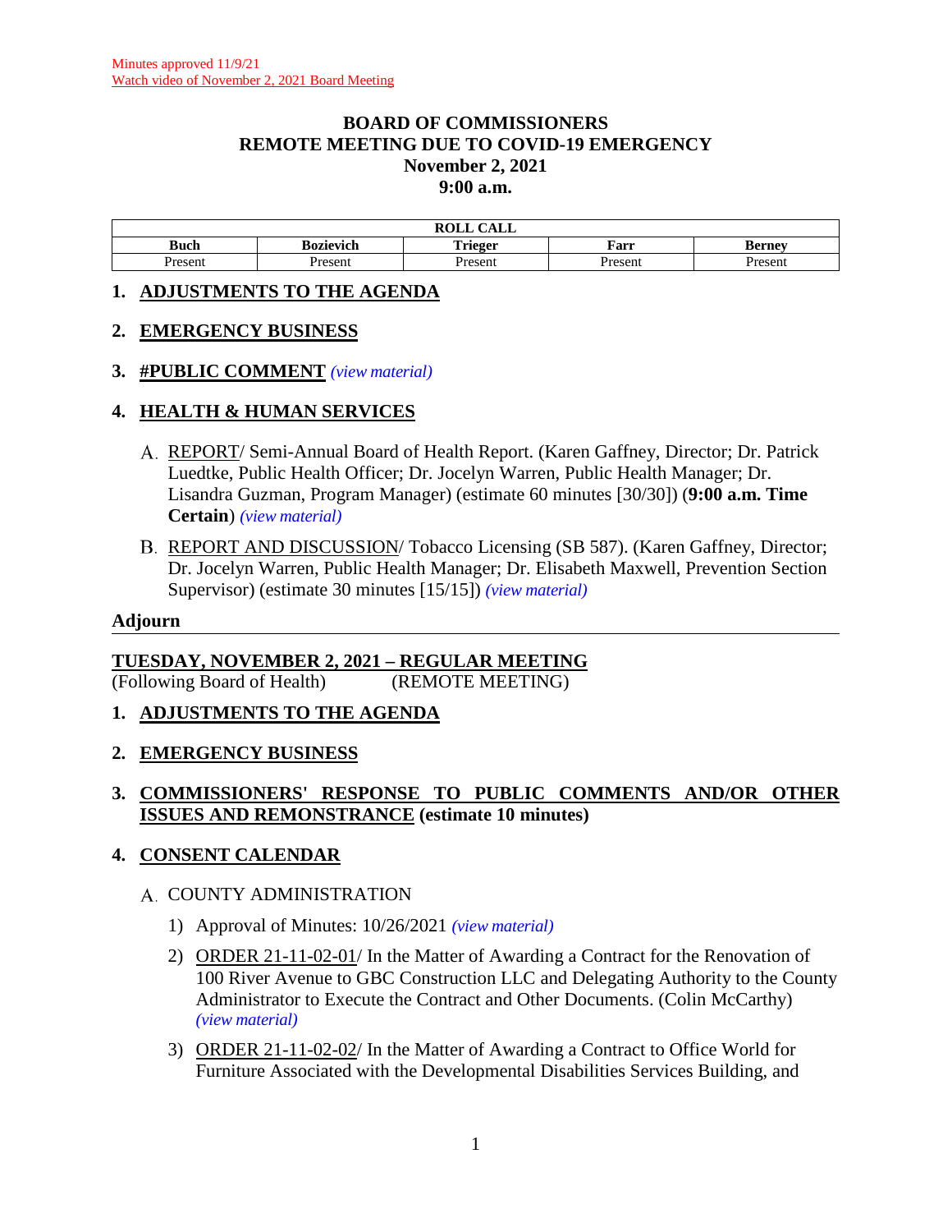Minutes approved 11/9/21
Watch video of November 2, 2021 Board Meeting

# BOARD OF COMMISSIONERS
# REMOTE MEETING DUE TO COVID-19 EMERGENCY
# November 2, 2021
# 9:00 a.m.

| ROLL CALL | | | | |
|---|---|---|---|---|
| **Buch** | **Bozievich** | **Trieger** | **Farr** | **Berney** |
| Present | Present | Present | Present | Present |

## 1. ADJUSTMENTS TO THE AGENDA

## 2. EMERGENCY BUSINESS

## 3. #PUBLIC COMMENT *(view material)*

## 4. HEALTH & HUMAN SERVICES

A. REPORT/ Semi-Annual Board of Health Report. (Karen Gaffney, Director; Dr. Patrick Luedtke, Public Health Officer; Dr. Jocelyn Warren, Public Health Manager; Dr. Lisandra Guzman, Program Manager) (estimate 60 minutes [30/30]) (**9:00 a.m. Time Certain**) *(view material)*

B. REPORT AND DISCUSSION/ Tobacco Licensing (SB 587). (Karen Gaffney, Director; Dr. Jocelyn Warren, Public Health Manager; Dr. Elisabeth Maxwell, Prevention Section Supervisor) (estimate 30 minutes [15/15]) *(view material)*

**Adjourn**

---

**TUESDAY, NOVEMBER 2, 2021 – REGULAR MEETING**
(Following Board of Health) (REMOTE MEETING)

## 1. ADJUSTMENTS TO THE AGENDA

## 2. EMERGENCY BUSINESS

## 3. COMMISSIONERS' RESPONSE TO PUBLIC COMMENTS AND/OR OTHER ISSUES AND REMONSTRANCE (estimate 10 minutes)

## 4. CONSENT CALENDAR

A. COUNTY ADMINISTRATION

1) Approval of Minutes: 10/26/2021 *(view material)*

2) ORDER 21-11-02-01/ In the Matter of Awarding a Contract for the Renovation of 100 River Avenue to GBC Construction LLC and Delegating Authority to the County Administrator to Execute the Contract and Other Documents. (Colin McCarthy) *(view material)*

3) ORDER 21-11-02-02/ In the Matter of Awarding a Contract to Office World for Furniture Associated with the Developmental Disabilities Services Building, and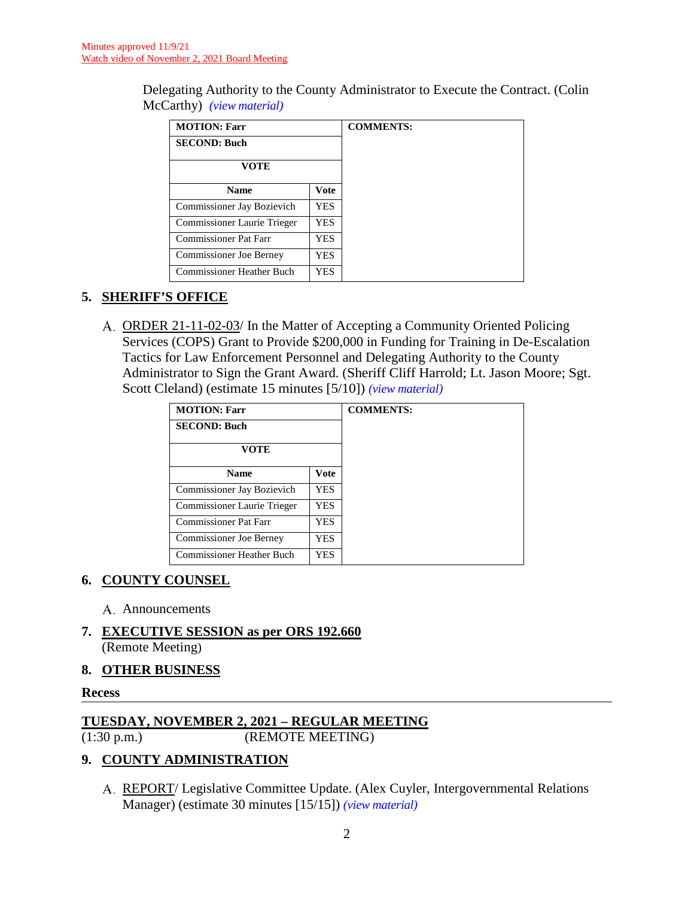Minutes approved 11/9/21
Watch video of November 2, 2021 Board Meeting

Delegating Authority to the County Administrator to Execute the Contract. (Colin McCarthy) *(view material)*

| MOTION: Farr | | COMMENTS: |
|---|---|---|
| SECOND: Buch | | |
| VOTE | | |
| Name | Vote | |
| Commissioner Jay Bozievich | YES | |
| Commissioner Laurie Trieger | YES | |
| Commissioner Pat Farr | YES | |
| Commissioner Joe Berney | YES | |
| Commissioner Heather Buch | YES | |

## 5. SHERIFF'S OFFICE

A. ORDER 21-11-02-03/ In the Matter of Accepting a Community Oriented Policing Services (COPS) Grant to Provide $200,000 in Funding for Training in De-Escalation Tactics for Law Enforcement Personnel and Delegating Authority to the County Administrator to Sign the Grant Award. (Sheriff Cliff Harrold; Lt. Jason Moore; Sgt. Scott Cleland) (estimate 15 minutes [5/10]) *(view material)*

| MOTION: Farr | | COMMENTS: |
|---|---|---|
| SECOND: Buch | | |
| VOTE | | |
| Name | Vote | |
| Commissioner Jay Bozievich | YES | |
| Commissioner Laurie Trieger | YES | |
| Commissioner Pat Farr | YES | |
| Commissioner Joe Berney | YES | |
| Commissioner Heather Buch | YES | |

## 6. COUNTY COUNSEL

A. Announcements

## 7. EXECUTIVE SESSION as per ORS 192.660

(Remote Meeting)

## 8. OTHER BUSINESS

**Recess**

---

**TUESDAY, NOVEMBER 2, 2021 – REGULAR MEETING**
(1:30 p.m.) (REMOTE MEETING)

## 9. COUNTY ADMINISTRATION

A. REPORT/ Legislative Committee Update. (Alex Cuyler, Intergovernmental Relations Manager) (estimate 30 minutes [15/15]) *(view material)*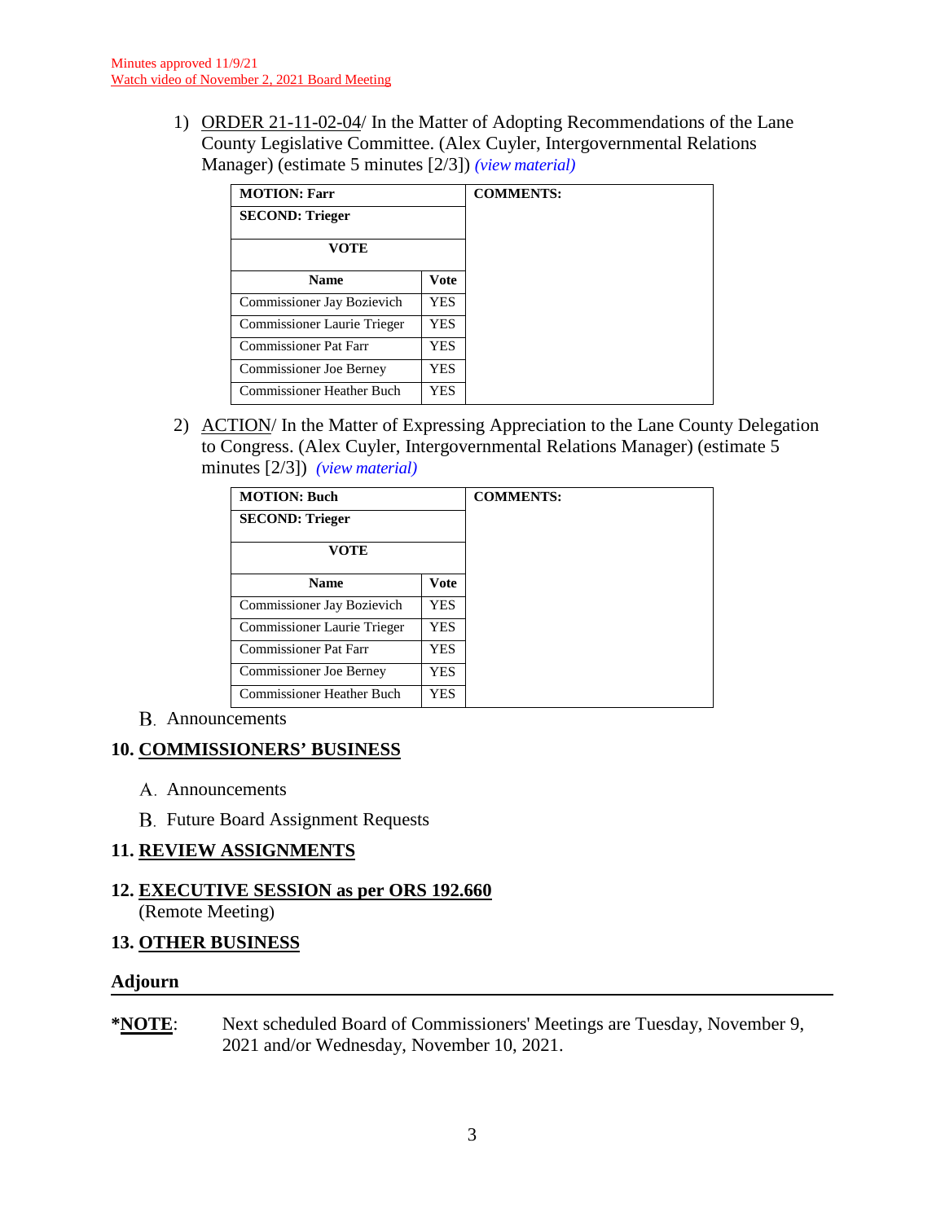Minutes approved 11/9/21
Watch video of November 2, 2021 Board Meeting

1) ORDER 21-11-02-04/ In the Matter of Adopting Recommendations of the Lane County Legislative Committee. (Alex Cuyler, Intergovernmental Relations Manager) (estimate 5 minutes [2/3]) *(view material)*

| MOTION: Farr | | COMMENTS: |
|---|---|---|
| **SECOND: Trieger** | | |
| **VOTE** | | |
| **Name** | **Vote** | |
| Commissioner Jay Bozievich | YES | |
| Commissioner Laurie Trieger | YES | |
| Commissioner Pat Farr | YES | |
| Commissioner Joe Berney | YES | |
| Commissioner Heather Buch | YES | |

2) ACTION/ In the Matter of Expressing Appreciation to the Lane County Delegation to Congress. (Alex Cuyler, Intergovernmental Relations Manager) (estimate 5 minutes [2/3]) *(view material)*

| MOTION: Buch | | COMMENTS: |
|---|---|---|
| **SECOND: Trieger** | | |
| **VOTE** | | |
| **Name** | **Vote** | |
| Commissioner Jay Bozievich | YES | |
| Commissioner Laurie Trieger | YES | |
| Commissioner Pat Farr | YES | |
| Commissioner Joe Berney | YES | |
| Commissioner Heather Buch | YES | |

B. Announcements

## 10. COMMISSIONERS' BUSINESS

A. Announcements

B. Future Board Assignment Requests

## 11. REVIEW ASSIGNMENTS

## 12. EXECUTIVE SESSION as per ORS 192.660

(Remote Meeting)

## 13. OTHER BUSINESS

## Adjourn

**\*NOTE**: Next scheduled Board of Commissioners' Meetings are Tuesday, November 9, 2021 and/or Wednesday, November 10, 2021.